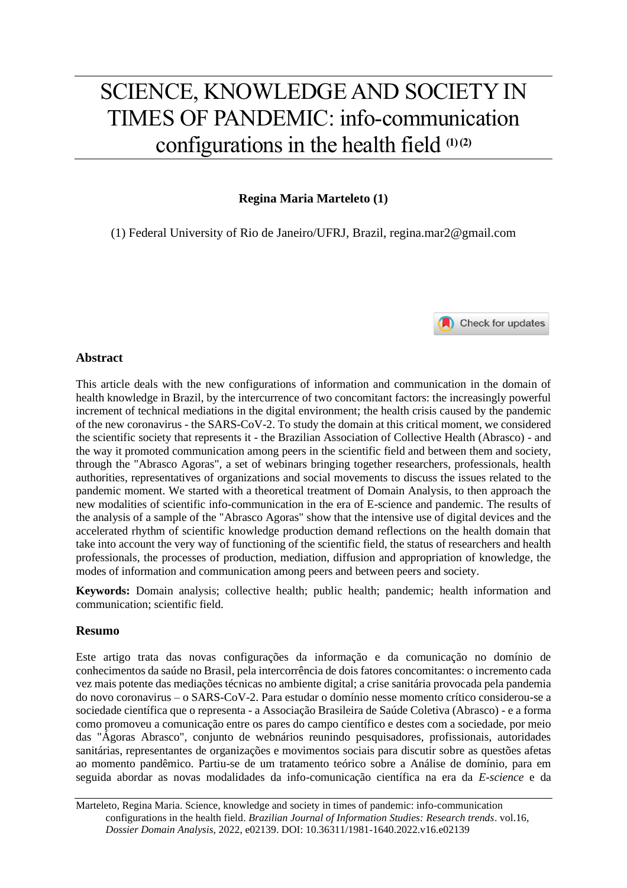# SCIENCE, KNOWLEDGE AND SOCIETY IN TIMES OF PANDEMIC: info-communication configurations in the health field [(1) (2)]

**Regina Maria Marteleto (1)**

(1) Federal University of Rio de Janeiro/UFRJ, Brazil, regina.mar2@gmail.com

## Abstract

This article deals with the new configurations of information and communication in the domain of health knowledge in Brazil, by the intercurrence of two concomitant factors: the increasingly powerful increment of technical mediations in the digital environment; the health crisis caused by the pandemic of the new coronavirus - the SARS-CoV-2. To study the domain at this critical moment, we considered the scientific society that represents it - the Brazilian Association of Collective Health (Abrasco) - and the way it promoted communication among peers in the scientific field and between them and society, through the "Abrasco Agoras", a set of webinars bringing together researchers, professionals, health authorities, representatives of organizations and social movements to discuss the issues related to the pandemic moment. We started with a theoretical treatment of Domain Analysis, to then approach the new modalities of scientific info-communication in the era of E-science and pandemic. The results of the analysis of a sample of the "Abrasco Agoras" show that the intensive use of digital devices and the accelerated rhythm of scientific knowledge production demand reflections on the health domain that take into account the very way of functioning of the scientific field, the status of researchers and health professionals, the processes of production, mediation, diffusion and appropriation of knowledge, the modes of information and communication among peers and between peers and society.

**Keywords:** Domain analysis; collective health; public health; pandemic; health information and communication; scientific field.

## Resumo

Este artigo trata das novas configurações da informação e da comunicação no domínio de conhecimentos da saúde no Brasil, pela intercorrência de dois fatores concomitantes: o incremento cada vez mais potente das mediações técnicas no ambiente digital; a crise sanitária provocada pela pandemia do novo coronavirus – o SARS-CoV-2. Para estudar o domínio nesse momento crítico considerou-se a sociedade científica que o representa - a Associação Brasileira de Saúde Coletiva (Abrasco) - e a forma como promoveu a comunicação entre os pares do campo científico e destes com a sociedade, por meio das "Ágoras Abrasco", conjunto de webnários reunindo pesquisadores, profissionais, autoridades sanitárias, representantes de organizações e movimentos sociais para discutir sobre as questões afetas ao momento pandêmico. Partiu-se de um tratamento teórico sobre a Análise de domínio, para em seguida abordar as novas modalidades da info-comunicação científica na era da *E-science* e da

Marteleto, Regina Maria. Science, knowledge and society in times of pandemic: info-communication configurations in the health field. *Brazilian Journal of Information Studies: Research trends*. vol.16, *Dossier Domain Analysis*, 2022, e02139. DOI: 10.36311/1981-1640.2022.v16.e02139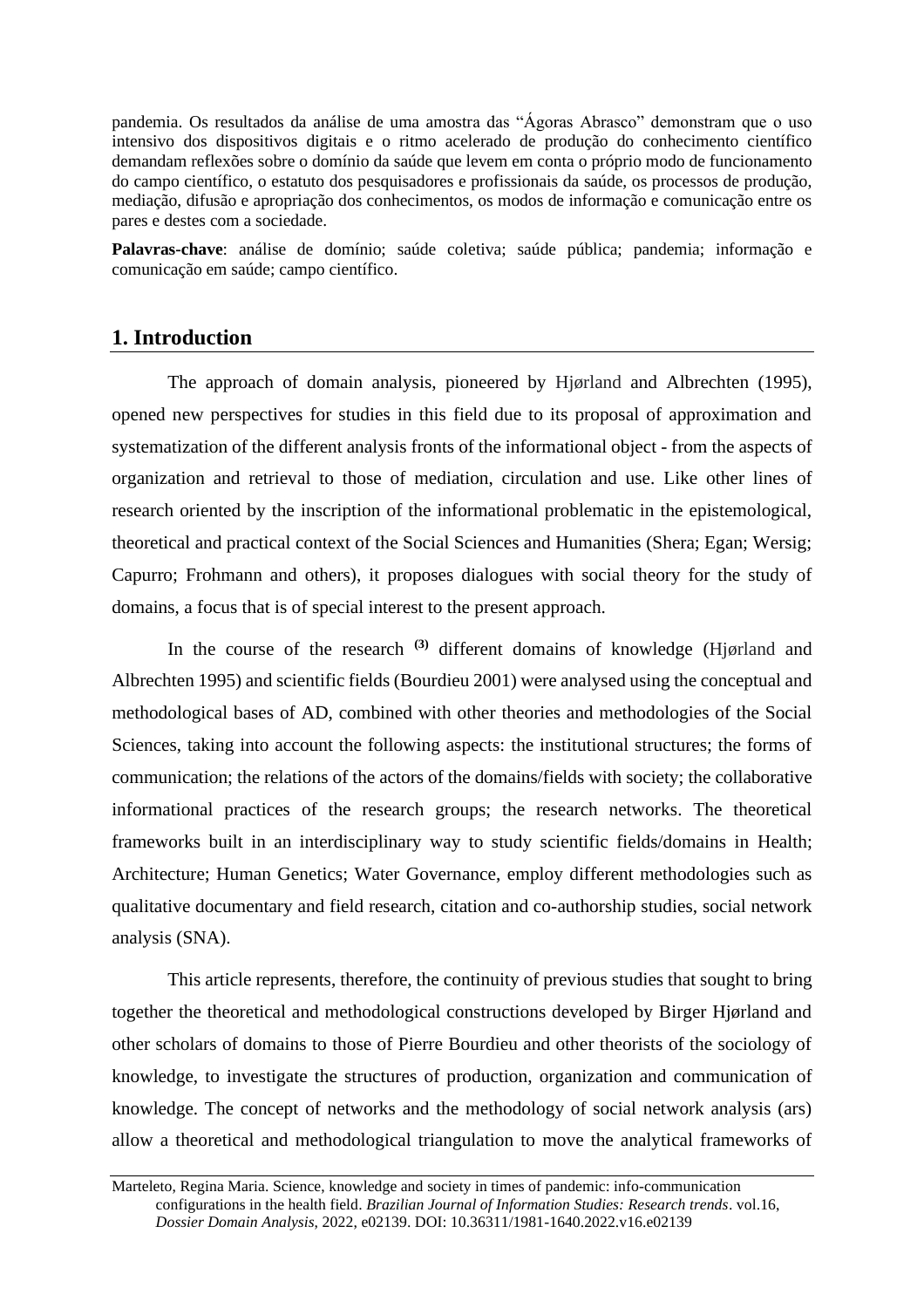pandemia. Os resultados da análise de uma amostra das "Ágoras Abrasco" demonstram que o uso intensivo dos dispositivos digitais e o ritmo acelerado de produção do conhecimento científico demandam reflexões sobre o domínio da saúde que levem em conta o próprio modo de funcionamento do campo científico, o estatuto dos pesquisadores e profissionais da saúde, os processos de produção, mediação, difusão e apropriação dos conhecimentos, os modos de informação e comunicação entre os pares e destes com a sociedade.

**Palavras-chave**: análise de domínio; saúde coletiva; saúde pública; pandemia; informação e comunicação em saúde; campo científico.

## 1. Introduction

The approach of domain analysis, pioneered by Hjørland and Albrechten (1995), opened new perspectives for studies in this field due to its proposal of approximation and systematization of the different analysis fronts of the informational object - from the aspects of organization and retrieval to those of mediation, circulation and use. Like other lines of research oriented by the inscription of the informational problematic in the epistemological, theoretical and practical context of the Social Sciences and Humanities (Shera; Egan; Wersig; Capurro; Frohmann and others), it proposes dialogues with social theory for the study of domains, a focus that is of special interest to the present approach.

In the course of the research [(3)] different domains of knowledge (Hjørland and Albrechten 1995) and scientific fields (Bourdieu 2001) were analysed using the conceptual and methodological bases of AD, combined with other theories and methodologies of the Social Sciences, taking into account the following aspects: the institutional structures; the forms of communication; the relations of the actors of the domains/fields with society; the collaborative informational practices of the research groups; the research networks. The theoretical frameworks built in an interdisciplinary way to study scientific fields/domains in Health; Architecture; Human Genetics; Water Governance, employ different methodologies such as qualitative documentary and field research, citation and co-authorship studies, social network analysis (SNA).

This article represents, therefore, the continuity of previous studies that sought to bring together the theoretical and methodological constructions developed by Birger Hjørland and other scholars of domains to those of Pierre Bourdieu and other theorists of the sociology of knowledge, to investigate the structures of production, organization and communication of knowledge. The concept of networks and the methodology of social network analysis (ars) allow a theoretical and methodological triangulation to move the analytical frameworks of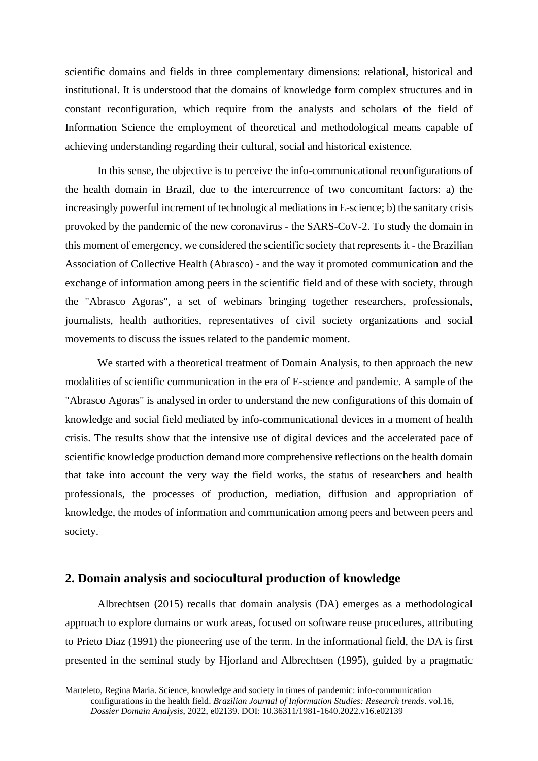scientific domains and fields in three complementary dimensions: relational, historical and institutional. It is understood that the domains of knowledge form complex structures and in constant reconfiguration, which require from the analysts and scholars of the field of Information Science the employment of theoretical and methodological means capable of achieving understanding regarding their cultural, social and historical existence.

In this sense, the objective is to perceive the info-communicational reconfigurations of the health domain in Brazil, due to the intercurrence of two concomitant factors: a) the increasingly powerful increment of technological mediations in E-science; b) the sanitary crisis provoked by the pandemic of the new coronavirus - the SARS-CoV-2. To study the domain in this moment of emergency, we considered the scientific society that represents it - the Brazilian Association of Collective Health (Abrasco) - and the way it promoted communication and the exchange of information among peers in the scientific field and of these with society, through the "Abrasco Agoras", a set of webinars bringing together researchers, professionals, journalists, health authorities, representatives of civil society organizations and social movements to discuss the issues related to the pandemic moment.

We started with a theoretical treatment of Domain Analysis, to then approach the new modalities of scientific communication in the era of E-science and pandemic. A sample of the "Abrasco Agoras" is analysed in order to understand the new configurations of this domain of knowledge and social field mediated by info-communicational devices in a moment of health crisis. The results show that the intensive use of digital devices and the accelerated pace of scientific knowledge production demand more comprehensive reflections on the health domain that take into account the very way the field works, the status of researchers and health professionals, the processes of production, mediation, diffusion and appropriation of knowledge, the modes of information and communication among peers and between peers and society.

## 2. Domain analysis and sociocultural production of knowledge

Albrechtsen (2015) recalls that domain analysis (DA) emerges as a methodological approach to explore domains or work areas, focused on software reuse procedures, attributing to Prieto Diaz (1991) the pioneering use of the term. In the informational field, the DA is first presented in the seminal study by Hjorland and Albrechtsen (1995), guided by a pragmatic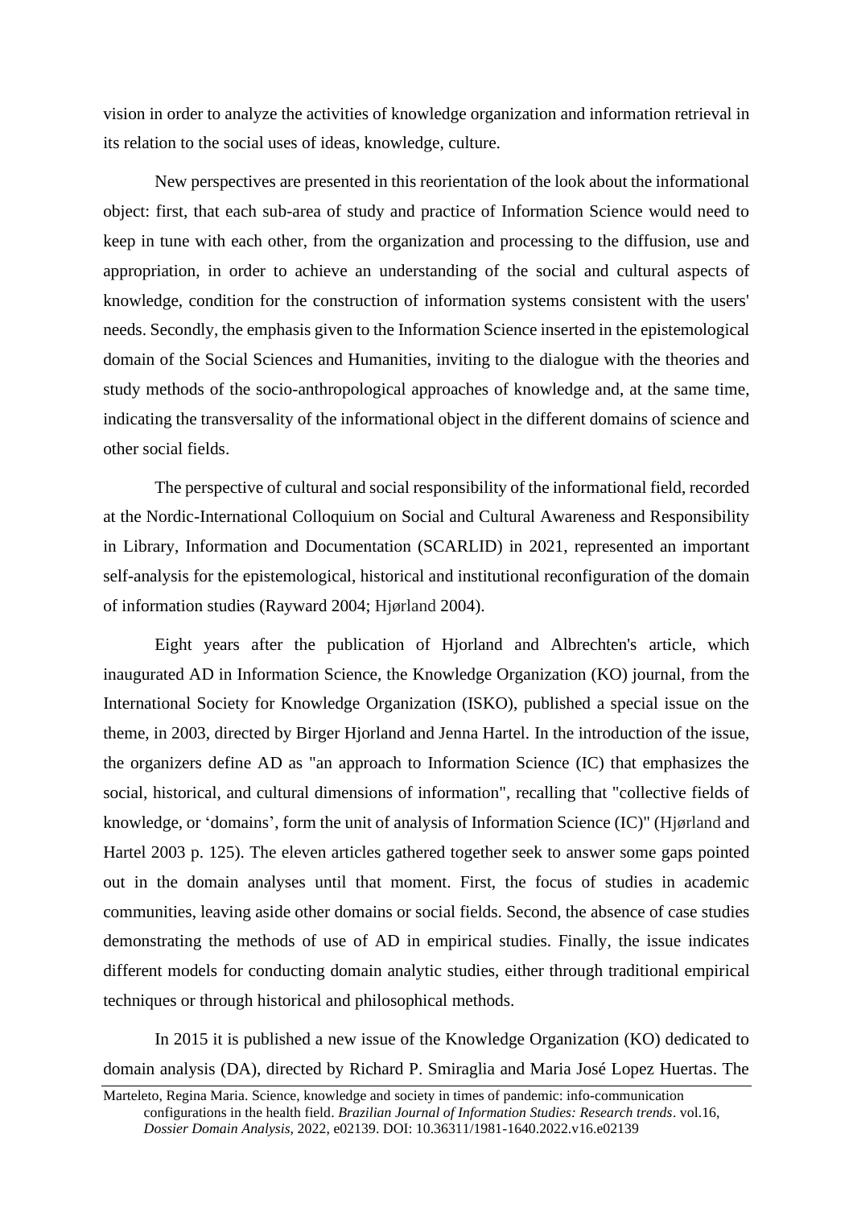vision in order to analyze the activities of knowledge organization and information retrieval in its relation to the social uses of ideas, knowledge, culture.

New perspectives are presented in this reorientation of the look about the informational object: first, that each sub-area of study and practice of Information Science would need to keep in tune with each other, from the organization and processing to the diffusion, use and appropriation, in order to achieve an understanding of the social and cultural aspects of knowledge, condition for the construction of information systems consistent with the users' needs. Secondly, the emphasis given to the Information Science inserted in the epistemological domain of the Social Sciences and Humanities, inviting to the dialogue with the theories and study methods of the socio-anthropological approaches of knowledge and, at the same time, indicating the transversality of the informational object in the different domains of science and other social fields.

The perspective of cultural and social responsibility of the informational field, recorded at the Nordic-International Colloquium on Social and Cultural Awareness and Responsibility in Library, Information and Documentation (SCARLID) in 2021, represented an important self-analysis for the epistemological, historical and institutional reconfiguration of the domain of information studies (Rayward 2004; Hjørland 2004).

Eight years after the publication of Hjorland and Albrechten's article, which inaugurated AD in Information Science, the Knowledge Organization (KO) journal, from the International Society for Knowledge Organization (ISKO), published a special issue on the theme, in 2003, directed by Birger Hjorland and Jenna Hartel. In the introduction of the issue, the organizers define AD as "an approach to Information Science (IC) that emphasizes the social, historical, and cultural dimensions of information", recalling that "collective fields of knowledge, or 'domains', form the unit of analysis of Information Science (IC)" (Hjørland and Hartel 2003 p. 125). The eleven articles gathered together seek to answer some gaps pointed out in the domain analyses until that moment. First, the focus of studies in academic communities, leaving aside other domains or social fields. Second, the absence of case studies demonstrating the methods of use of AD in empirical studies. Finally, the issue indicates different models for conducting domain analytic studies, either through traditional empirical techniques or through historical and philosophical methods.

In 2015 it is published a new issue of the Knowledge Organization (KO) dedicated to domain analysis (DA), directed by Richard P. Smiraglia and Maria José Lopez Huertas. The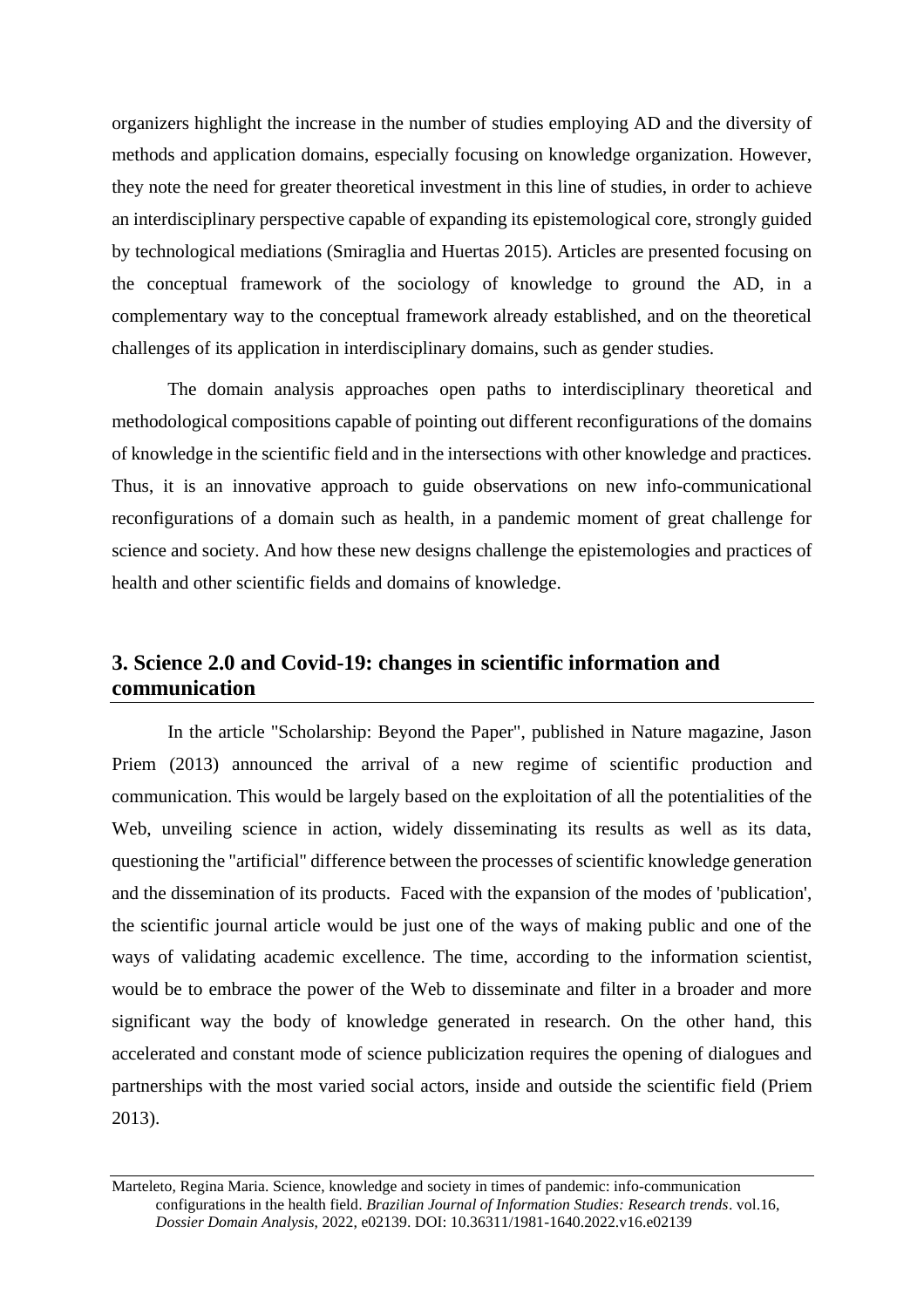organizers highlight the increase in the number of studies employing AD and the diversity of methods and application domains, especially focusing on knowledge organization. However, they note the need for greater theoretical investment in this line of studies, in order to achieve an interdisciplinary perspective capable of expanding its epistemological core, strongly guided by technological mediations (Smiraglia and Huertas 2015). Articles are presented focusing on the conceptual framework of the sociology of knowledge to ground the AD, in a complementary way to the conceptual framework already established, and on the theoretical challenges of its application in interdisciplinary domains, such as gender studies.

The domain analysis approaches open paths to interdisciplinary theoretical and methodological compositions capable of pointing out different reconfigurations of the domains of knowledge in the scientific field and in the intersections with other knowledge and practices. Thus, it is an innovative approach to guide observations on new info-communicational reconfigurations of a domain such as health, in a pandemic moment of great challenge for science and society. And how these new designs challenge the epistemologies and practices of health and other scientific fields and domains of knowledge.

## 3. Science 2.0 and Covid-19: changes in scientific information and communication

In the article "Scholarship: Beyond the Paper", published in Nature magazine, Jason Priem (2013) announced the arrival of a new regime of scientific production and communication. This would be largely based on the exploitation of all the potentialities of the Web, unveiling science in action, widely disseminating its results as well as its data, questioning the "artificial" difference between the processes of scientific knowledge generation and the dissemination of its products. Faced with the expansion of the modes of 'publication', the scientific journal article would be just one of the ways of making public and one of the ways of validating academic excellence. The time, according to the information scientist, would be to embrace the power of the Web to disseminate and filter in a broader and more significant way the body of knowledge generated in research. On the other hand, this accelerated and constant mode of science publicization requires the opening of dialogues and partnerships with the most varied social actors, inside and outside the scientific field (Priem 2013).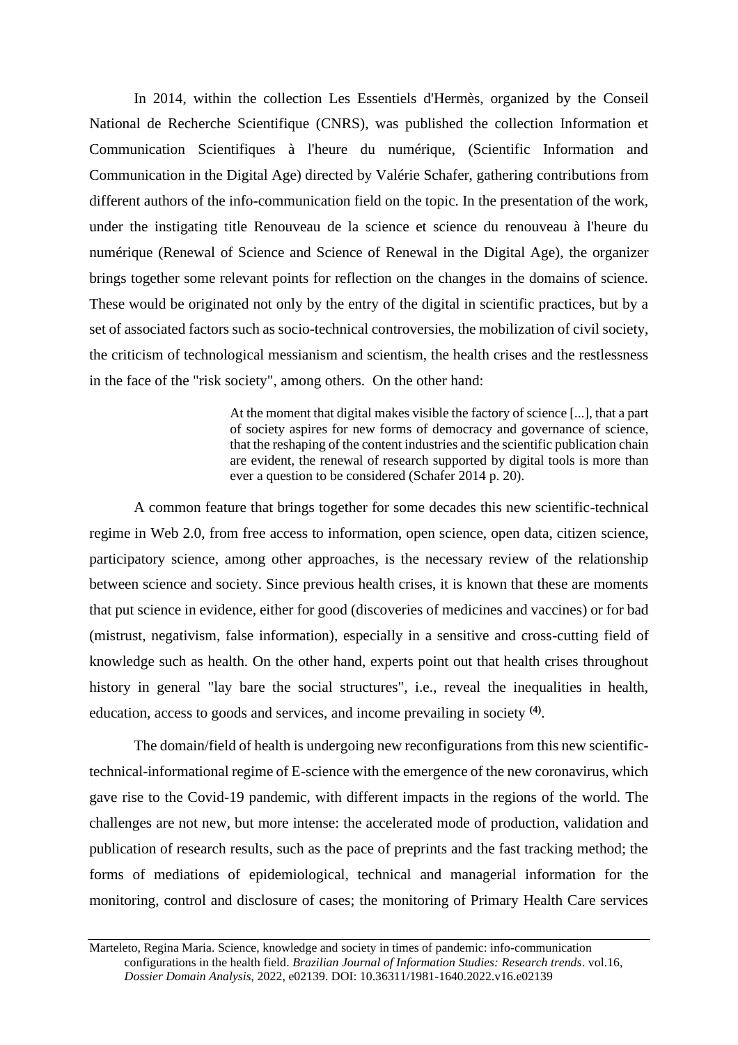In 2014, within the collection Les Essentiels d'Hermès, organized by the Conseil National de Recherche Scientifique (CNRS), was published the collection Information et Communication Scientifiques à l'heure du numérique, (Scientific Information and Communication in the Digital Age) directed by Valérie Schafer, gathering contributions from different authors of the info-communication field on the topic. In the presentation of the work, under the instigating title Renouveau de la science et science du renouveau à l'heure du numérique (Renewal of Science and Science of Renewal in the Digital Age), the organizer brings together some relevant points for reflection on the changes in the domains of science. These would be originated not only by the entry of the digital in scientific practices, but by a set of associated factors such as socio-technical controversies, the mobilization of civil society, the criticism of technological messianism and scientism, the health crises and the restlessness in the face of the "risk society", among others. On the other hand:

> At the moment that digital makes visible the factory of science [...], that a part of society aspires for new forms of democracy and governance of science, that the reshaping of the content industries and the scientific publication chain are evident, the renewal of research supported by digital tools is more than ever a question to be considered (Schafer 2014 p. 20).

A common feature that brings together for some decades this new scientific-technical regime in Web 2.0, from free access to information, open science, open data, citizen science, participatory science, among other approaches, is the necessary review of the relationship between science and society. Since previous health crises, it is known that these are moments that put science in evidence, either for good (discoveries of medicines and vaccines) or for bad (mistrust, negativism, false information), especially in a sensitive and cross-cutting field of knowledge such as health. On the other hand, experts point out that health crises throughout history in general "lay bare the social structures", i.e., reveal the inequalities in health, education, access to goods and services, and income prevailing in society [(4)].

The domain/field of health is undergoing new reconfigurations from this new scientific-technical-informational regime of E-science with the emergence of the new coronavirus, which gave rise to the Covid-19 pandemic, with different impacts in the regions of the world. The challenges are not new, but more intense: the accelerated mode of production, validation and publication of research results, such as the pace of preprints and the fast tracking method; the forms of mediations of epidemiological, technical and managerial information for the monitoring, control and disclosure of cases; the monitoring of Primary Health Care services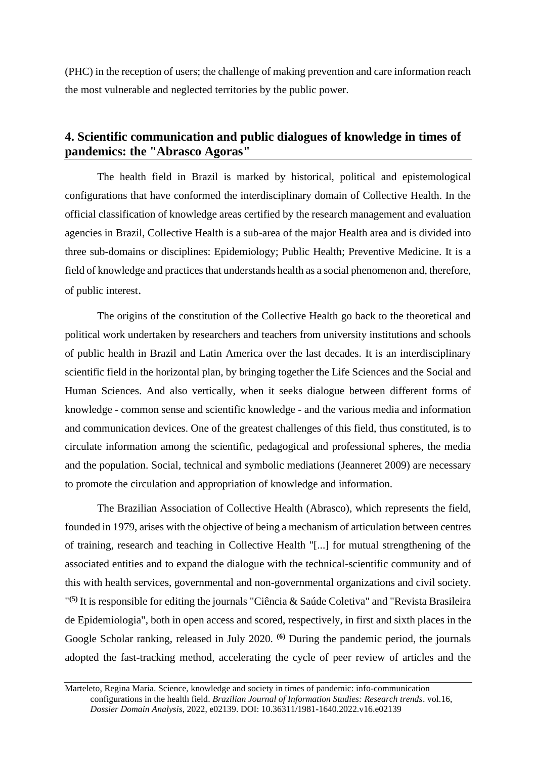(PHC) in the reception of users; the challenge of making prevention and care information reach the most vulnerable and neglected territories by the public power.

## 4. Scientific communication and public dialogues of knowledge in times of pandemics: the "Abrasco Agoras"

The health field in Brazil is marked by historical, political and epistemological configurations that have conformed the interdisciplinary domain of Collective Health. In the official classification of knowledge areas certified by the research management and evaluation agencies in Brazil, Collective Health is a sub-area of the major Health area and is divided into three sub-domains or disciplines: Epidemiology; Public Health; Preventive Medicine. It is a field of knowledge and practices that understands health as a social phenomenon and, therefore, of public interest.

The origins of the constitution of the Collective Health go back to the theoretical and political work undertaken by researchers and teachers from university institutions and schools of public health in Brazil and Latin America over the last decades. It is an interdisciplinary scientific field in the horizontal plan, by bringing together the Life Sciences and the Social and Human Sciences. And also vertically, when it seeks dialogue between different forms of knowledge - common sense and scientific knowledge - and the various media and information and communication devices. One of the greatest challenges of this field, thus constituted, is to circulate information among the scientific, pedagogical and professional spheres, the media and the population. Social, technical and symbolic mediations (Jeanneret 2009) are necessary to promote the circulation and appropriation of knowledge and information.

The Brazilian Association of Collective Health (Abrasco), which represents the field, founded in 1979, arises with the objective of being a mechanism of articulation between centres of training, research and teaching in Collective Health "[...] for mutual strengthening of the associated entities and to expand the dialogue with the technical-scientific community and of this with health services, governmental and non-governmental organizations and civil society. "**(5)** It is responsible for editing the journals "Ciência & Saúde Coletiva" and "Revista Brasileira de Epidemiologia", both in open access and scored, respectively, in first and sixth places in the Google Scholar ranking, released in July 2020. **(6)** During the pandemic period, the journals adopted the fast-tracking method, accelerating the cycle of peer review of articles and the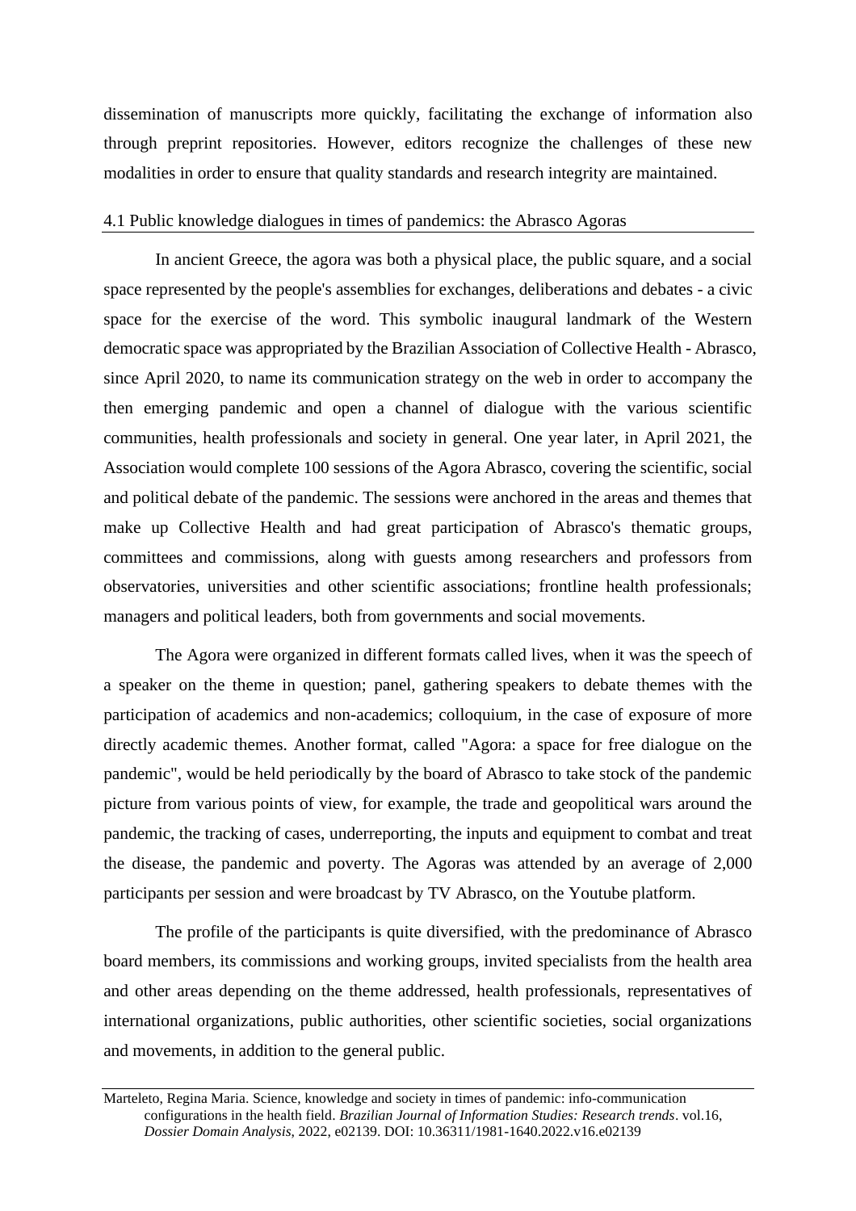dissemination of manuscripts more quickly, facilitating the exchange of information also through preprint repositories. However, editors recognize the challenges of these new modalities in order to ensure that quality standards and research integrity are maintained.

### 4.1 Public knowledge dialogues in times of pandemics: the Abrasco Agoras

In ancient Greece, the agora was both a physical place, the public square, and a social space represented by the people's assemblies for exchanges, deliberations and debates - a civic space for the exercise of the word. This symbolic inaugural landmark of the Western democratic space was appropriated by the Brazilian Association of Collective Health - Abrasco, since April 2020, to name its communication strategy on the web in order to accompany the then emerging pandemic and open a channel of dialogue with the various scientific communities, health professionals and society in general. One year later, in April 2021, the Association would complete 100 sessions of the Agora Abrasco, covering the scientific, social and political debate of the pandemic. The sessions were anchored in the areas and themes that make up Collective Health and had great participation of Abrasco's thematic groups, committees and commissions, along with guests among researchers and professors from observatories, universities and other scientific associations; frontline health professionals; managers and political leaders, both from governments and social movements.

The Agora were organized in different formats called lives, when it was the speech of a speaker on the theme in question; panel, gathering speakers to debate themes with the participation of academics and non-academics; colloquium, in the case of exposure of more directly academic themes. Another format, called "Agora: a space for free dialogue on the pandemic", would be held periodically by the board of Abrasco to take stock of the pandemic picture from various points of view, for example, the trade and geopolitical wars around the pandemic, the tracking of cases, underreporting, the inputs and equipment to combat and treat the disease, the pandemic and poverty. The Agoras was attended by an average of 2,000 participants per session and were broadcast by TV Abrasco, on the Youtube platform.

The profile of the participants is quite diversified, with the predominance of Abrasco board members, its commissions and working groups, invited specialists from the health area and other areas depending on the theme addressed, health professionals, representatives of international organizations, public authorities, other scientific societies, social organizations and movements, in addition to the general public.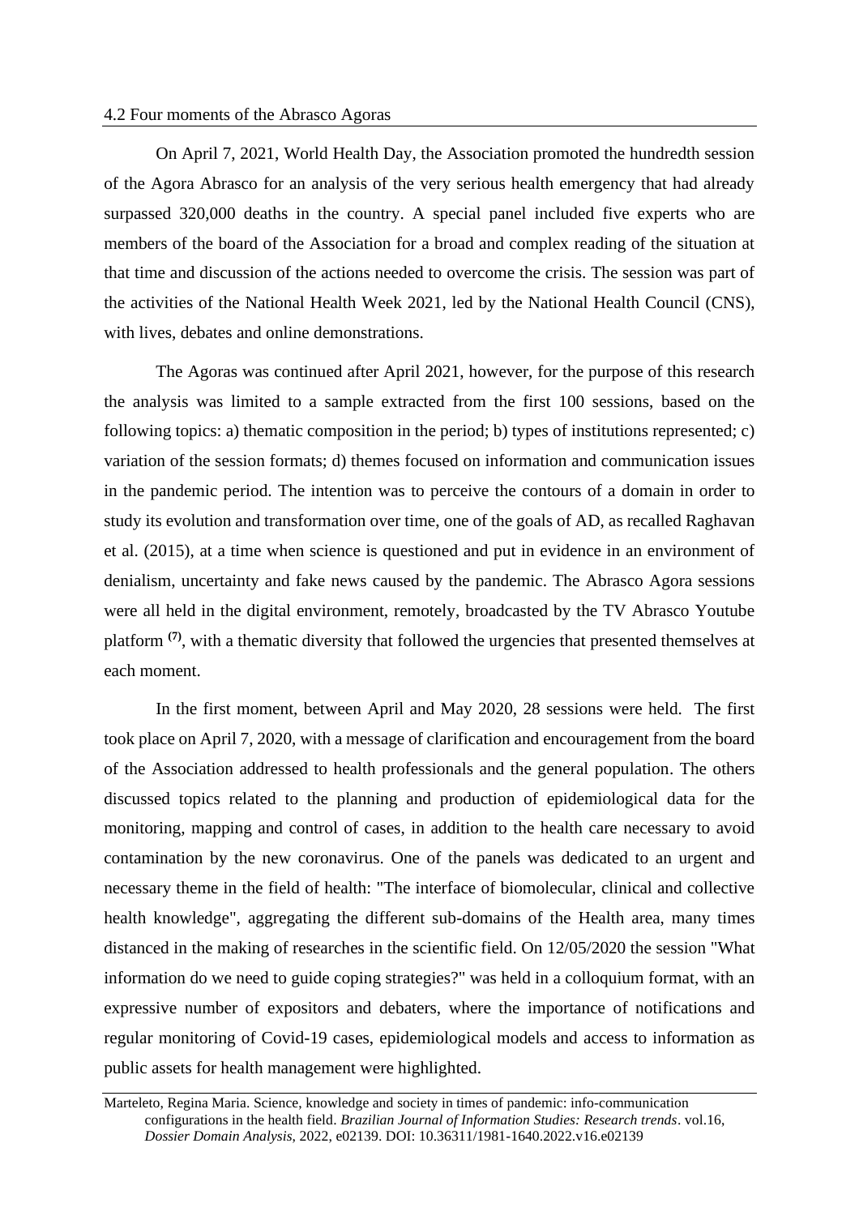### 4.2 Four moments of the Abrasco Agoras

On April 7, 2021, World Health Day, the Association promoted the hundredth session of the Agora Abrasco for an analysis of the very serious health emergency that had already surpassed 320,000 deaths in the country. A special panel included five experts who are members of the board of the Association for a broad and complex reading of the situation at that time and discussion of the actions needed to overcome the crisis. The session was part of the activities of the National Health Week 2021, led by the National Health Council (CNS), with lives, debates and online demonstrations.

The Agoras was continued after April 2021, however, for the purpose of this research the analysis was limited to a sample extracted from the first 100 sessions, based on the following topics: a) thematic composition in the period; b) types of institutions represented; c) variation of the session formats; d) themes focused on information and communication issues in the pandemic period. The intention was to perceive the contours of a domain in order to study its evolution and transformation over time, one of the goals of AD, as recalled Raghavan et al. (2015), at a time when science is questioned and put in evidence in an environment of denialism, uncertainty and fake news caused by the pandemic. The Abrasco Agora sessions were all held in the digital environment, remotely, broadcasted by the TV Abrasco Youtube platform [(7)], with a thematic diversity that followed the urgencies that presented themselves at each moment.

In the first moment, between April and May 2020, 28 sessions were held. The first took place on April 7, 2020, with a message of clarification and encouragement from the board of the Association addressed to health professionals and the general population. The others discussed topics related to the planning and production of epidemiological data for the monitoring, mapping and control of cases, in addition to the health care necessary to avoid contamination by the new coronavirus. One of the panels was dedicated to an urgent and necessary theme in the field of health: "The interface of biomolecular, clinical and collective health knowledge", aggregating the different sub-domains of the Health area, many times distanced in the making of researches in the scientific field. On 12/05/2020 the session "What information do we need to guide coping strategies?" was held in a colloquium format, with an expressive number of expositors and debaters, where the importance of notifications and regular monitoring of Covid-19 cases, epidemiological models and access to information as public assets for health management were highlighted.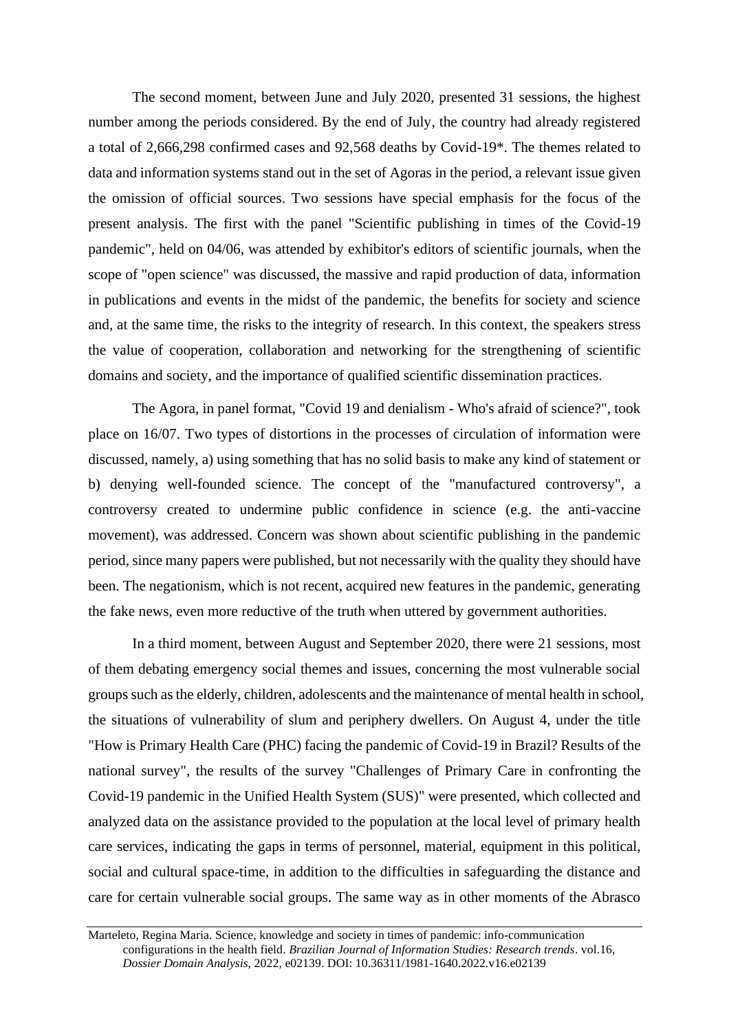The second moment, between June and July 2020, presented 31 sessions, the highest number among the periods considered. By the end of July, the country had already registered a total of 2,666,298 confirmed cases and 92,568 deaths by Covid-19*. The themes related to data and information systems stand out in the set of Agoras in the period, a relevant issue given the omission of official sources. Two sessions have special emphasis for the focus of the present analysis. The first with the panel "Scientific publishing in times of the Covid-19 pandemic", held on 04/06, was attended by exhibitor's editors of scientific journals, when the scope of "open science" was discussed, the massive and rapid production of data, information in publications and events in the midst of the pandemic, the benefits for society and science and, at the same time, the risks to the integrity of research. In this context, the speakers stress the value of cooperation, collaboration and networking for the strengthening of scientific domains and society, and the importance of qualified scientific dissemination practices.

The Agora, in panel format, "Covid 19 and denialism - Who's afraid of science?", took place on 16/07. Two types of distortions in the processes of circulation of information were discussed, namely, a) using something that has no solid basis to make any kind of statement or b) denying well-founded science. The concept of the "manufactured controversy", a controversy created to undermine public confidence in science (e.g. the anti-vaccine movement), was addressed. Concern was shown about scientific publishing in the pandemic period, since many papers were published, but not necessarily with the quality they should have been. The negationism, which is not recent, acquired new features in the pandemic, generating the fake news, even more reductive of the truth when uttered by government authorities.

In a third moment, between August and September 2020, there were 21 sessions, most of them debating emergency social themes and issues, concerning the most vulnerable social groups such as the elderly, children, adolescents and the maintenance of mental health in school, the situations of vulnerability of slum and periphery dwellers. On August 4, under the title "How is Primary Health Care (PHC) facing the pandemic of Covid-19 in Brazil? Results of the national survey", the results of the survey "Challenges of Primary Care in confronting the Covid-19 pandemic in the Unified Health System (SUS)" were presented, which collected and analyzed data on the assistance provided to the population at the local level of primary health care services, indicating the gaps in terms of personnel, material, equipment in this political, social and cultural space-time, in addition to the difficulties in safeguarding the distance and care for certain vulnerable social groups. The same way as in other moments of the Abrasco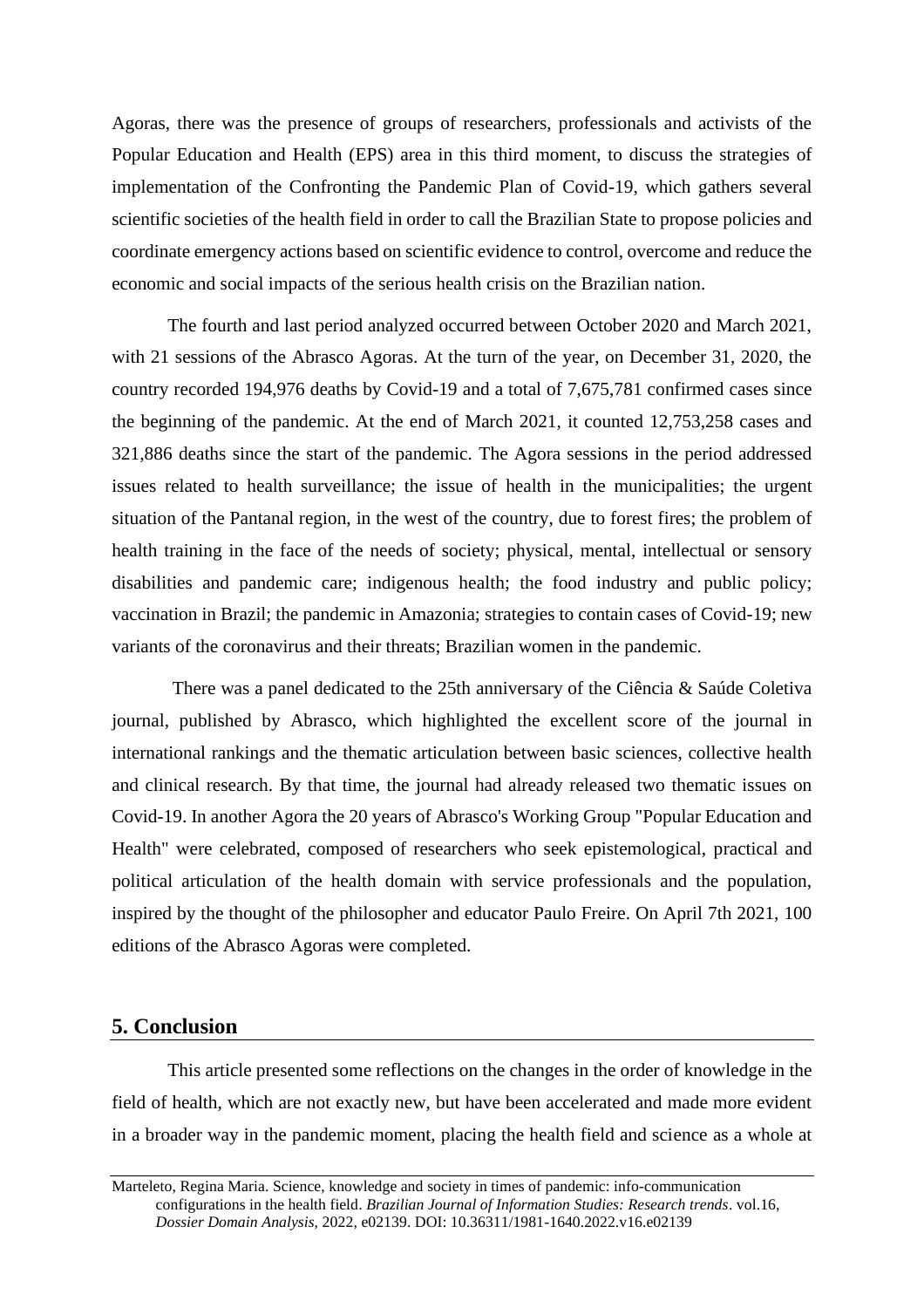Agoras, there was the presence of groups of researchers, professionals and activists of the Popular Education and Health (EPS) area in this third moment, to discuss the strategies of implementation of the Confronting the Pandemic Plan of Covid-19, which gathers several scientific societies of the health field in order to call the Brazilian State to propose policies and coordinate emergency actions based on scientific evidence to control, overcome and reduce the economic and social impacts of the serious health crisis on the Brazilian nation.

The fourth and last period analyzed occurred between October 2020 and March 2021, with 21 sessions of the Abrasco Agoras. At the turn of the year, on December 31, 2020, the country recorded 194,976 deaths by Covid-19 and a total of 7,675,781 confirmed cases since the beginning of the pandemic. At the end of March 2021, it counted 12,753,258 cases and 321,886 deaths since the start of the pandemic. The Agora sessions in the period addressed issues related to health surveillance; the issue of health in the municipalities; the urgent situation of the Pantanal region, in the west of the country, due to forest fires; the problem of health training in the face of the needs of society; physical, mental, intellectual or sensory disabilities and pandemic care; indigenous health; the food industry and public policy; vaccination in Brazil; the pandemic in Amazonia; strategies to contain cases of Covid-19; new variants of the coronavirus and their threats; Brazilian women in the pandemic.

There was a panel dedicated to the 25th anniversary of the Ciência & Saúde Coletiva journal, published by Abrasco, which highlighted the excellent score of the journal in international rankings and the thematic articulation between basic sciences, collective health and clinical research. By that time, the journal had already released two thematic issues on Covid-19. In another Agora the 20 years of Abrasco's Working Group "Popular Education and Health" were celebrated, composed of researchers who seek epistemological, practical and political articulation of the health domain with service professionals and the population, inspired by the thought of the philosopher and educator Paulo Freire. On April 7th 2021, 100 editions of the Abrasco Agoras were completed.

## 5. Conclusion

This article presented some reflections on the changes in the order of knowledge in the field of health, which are not exactly new, but have been accelerated and made more evident in a broader way in the pandemic moment, placing the health field and science as a whole at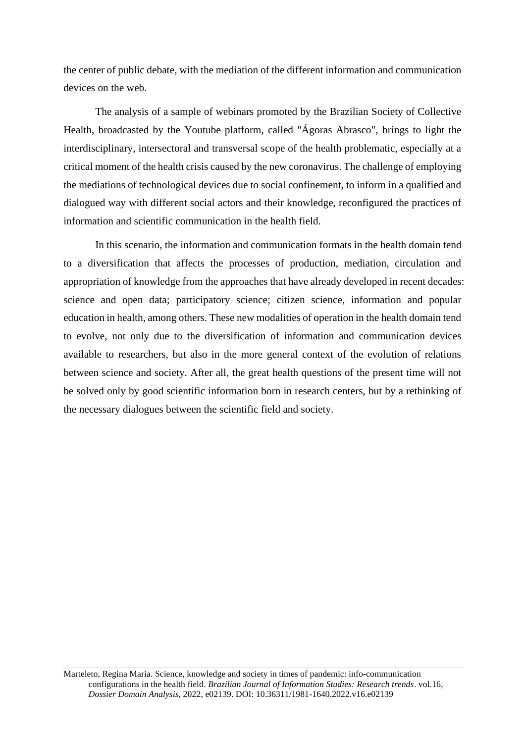the center of public debate, with the mediation of the different information and communication devices on the web.

The analysis of a sample of webinars promoted by the Brazilian Society of Collective Health, broadcasted by the Youtube platform, called "Ágoras Abrasco", brings to light the interdisciplinary, intersectoral and transversal scope of the health problematic, especially at a critical moment of the health crisis caused by the new coronavirus. The challenge of employing the mediations of technological devices due to social confinement, to inform in a qualified and dialogued way with different social actors and their knowledge, reconfigured the practices of information and scientific communication in the health field.

In this scenario, the information and communication formats in the health domain tend to a diversification that affects the processes of production, mediation, circulation and appropriation of knowledge from the approaches that have already developed in recent decades: science and open data; participatory science; citizen science, information and popular education in health, among others. These new modalities of operation in the health domain tend to evolve, not only due to the diversification of information and communication devices available to researchers, but also in the more general context of the evolution of relations between science and society. After all, the great health questions of the present time will not be solved only by good scientific information born in research centers, but by a rethinking of the necessary dialogues between the scientific field and society.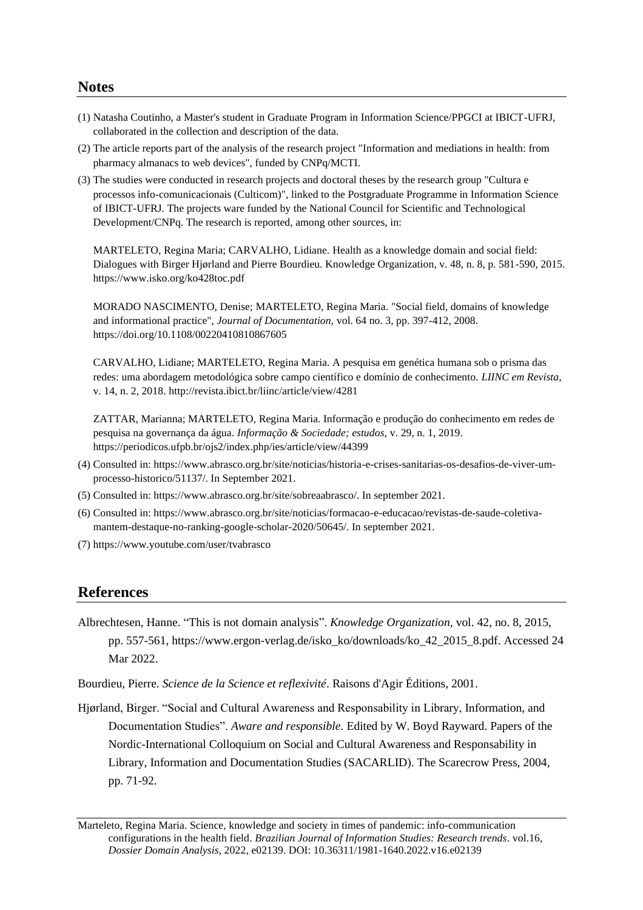## Notes

(1) Natasha Coutinho, a Master's student in Graduate Program in Information Science/PPGCI at IBICT-UFRJ, collaborated in the collection and description of the data.

(2) The article reports part of the analysis of the research project "Information and mediations in health: from pharmacy almanacs to web devices", funded by CNPq/MCTI.

(3) The studies were conducted in research projects and doctoral theses by the research group "Cultura e processos info-comunicacionais (Culticom)", linked to the Postgraduate Programme in Information Science of IBICT-UFRJ. The projects ware funded by the National Council for Scientific and Technological Development/CNPq. The research is reported, among other sources, in:

MARTELETO, Regina Maria; CARVALHO, Lidiane. Health as a knowledge domain and social field: Dialogues with Birger Hjørland and Pierre Bourdieu. Knowledge Organization, v. 48, n. 8, p. 581-590, 2015. https://www.isko.org/ko428toc.pdf

MORADO NASCIMENTO, Denise; MARTELETO, Regina Maria. "Social field, domains of knowledge and informational practice", *Journal of Documentation,* vol. 64 no. 3, pp. 397-412, 2008. https://doi.org/10.1108/00220410810867605

CARVALHO, Lidiane; MARTELETO, Regina Maria. A pesquisa em genética humana sob o prisma das redes: uma abordagem metodológica sobre campo científico e domínio de conhecimento. *LIINC em Revista*, v. 14, n. 2, 2018. http://revista.ibict.br/liinc/article/view/4281

ZATTAR, Marianna; MARTELETO, Regina Maria. Informação e produção do conhecimento em redes de pesquisa na governança da água. *Informação & Sociedade; estudos,* v. 29, n. 1, 2019. https://periodicos.ufpb.br/ojs2/index.php/ies/article/view/44399

(4) Consulted in: https://www.abrasco.org.br/site/noticias/historia-e-crises-sanitarias-os-desafios-de-viver-um-processo-historico/51137/. In September 2021.

(5) Consulted in: https://www.abrasco.org.br/site/sobreaabrasco/. In september 2021.

(6) Consulted in: https://www.abrasco.org.br/site/noticias/formacao-e-educacao/revistas-de-saude-coletiva-mantem-destaque-no-ranking-google-scholar-2020/50645/. In september 2021.

(7) https://www.youtube.com/user/tvabrasco

## References

Albrechtesen, Hanne. "This is not domain analysis". *Knowledge Organization*, vol. 42, no. 8, 2015, pp. 557-561, https://www.ergon-verlag.de/isko_ko/downloads/ko_42_2015_8.pdf. Accessed 24 Mar 2022.

Bourdieu, Pierre. *Science de la Science et reflexivité*. Raisons d'Agir Éditions, 2001.

Hjørland, Birger. "Social and Cultural Awareness and Responsability in Library, Information, and Documentation Studies". *Aware and responsible.* Edited by W. Boyd Rayward. Papers of the Nordic-International Colloquium on Social and Cultural Awareness and Responsability in Library, Information and Documentation Studies (SACARLID). The Scarecrow Press, 2004, pp. 71-92.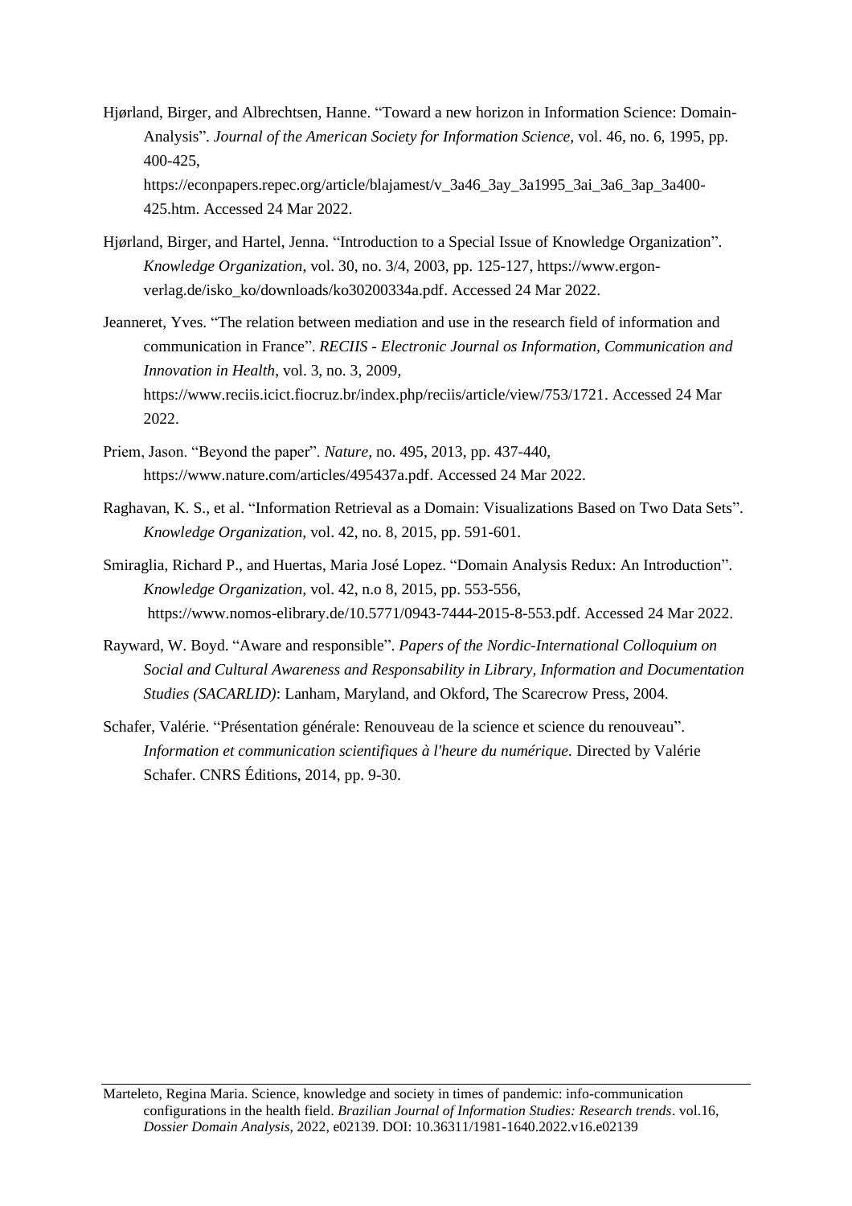Hjørland, Birger, and Albrechtsen, Hanne. "Toward a new horizon in Information Science: Domain-Analysis". *Journal of the American Society for Information Science*, vol. 46, no. 6, 1995, pp. 400-425, https://econpapers.repec.org/article/blajamest/v_3a46_3ay_3a1995_3ai_3a6_3ap_3a400-425.htm. Accessed 24 Mar 2022.

Hjørland, Birger, and Hartel, Jenna. "Introduction to a Special Issue of Knowledge Organization". *Knowledge Organization*, vol. 30, no. 3/4, 2003, pp. 125-127, https://www.ergon-verlag.de/isko_ko/downloads/ko30200334a.pdf. Accessed 24 Mar 2022.

Jeanneret, Yves. "The relation between mediation and use in the research field of information and communication in France". *RECIIS - Electronic Journal os Information, Communication and Innovation in Health*, vol. 3, no. 3, 2009, https://www.reciis.icict.fiocruz.br/index.php/reciis/article/view/753/1721. Accessed 24 Mar 2022.

Priem, Jason. "Beyond the paper". *Nature*, no. 495, 2013, pp. 437-440, https://www.nature.com/articles/495437a.pdf. Accessed 24 Mar 2022.

Raghavan, K. S., et al. "Information Retrieval as a Domain: Visualizations Based on Two Data Sets". *Knowledge Organization*, vol. 42, no. 8, 2015, pp. 591-601.

Smiraglia, Richard P., and Huertas, Maria José Lopez. "Domain Analysis Redux: An Introduction". *Knowledge Organization*, vol. 42, n.o 8, 2015, pp. 553-556, https://www.nomos-elibrary.de/10.5771/0943-7444-2015-8-553.pdf. Accessed 24 Mar 2022.

Rayward, W. Boyd. "Aware and responsible". *Papers of the Nordic-International Colloquium on Social and Cultural Awareness and Responsability in Library, Information and Documentation Studies (SACARLID)*: Lanham, Maryland, and Okford, The Scarecrow Press, 2004.

Schafer, Valérie. "Présentation générale: Renouveau de la science et science du renouveau". *Information et communication scientifiques à l'heure du numérique*. Directed by Valérie Schafer. CNRS Éditions, 2014, pp. 9-30.